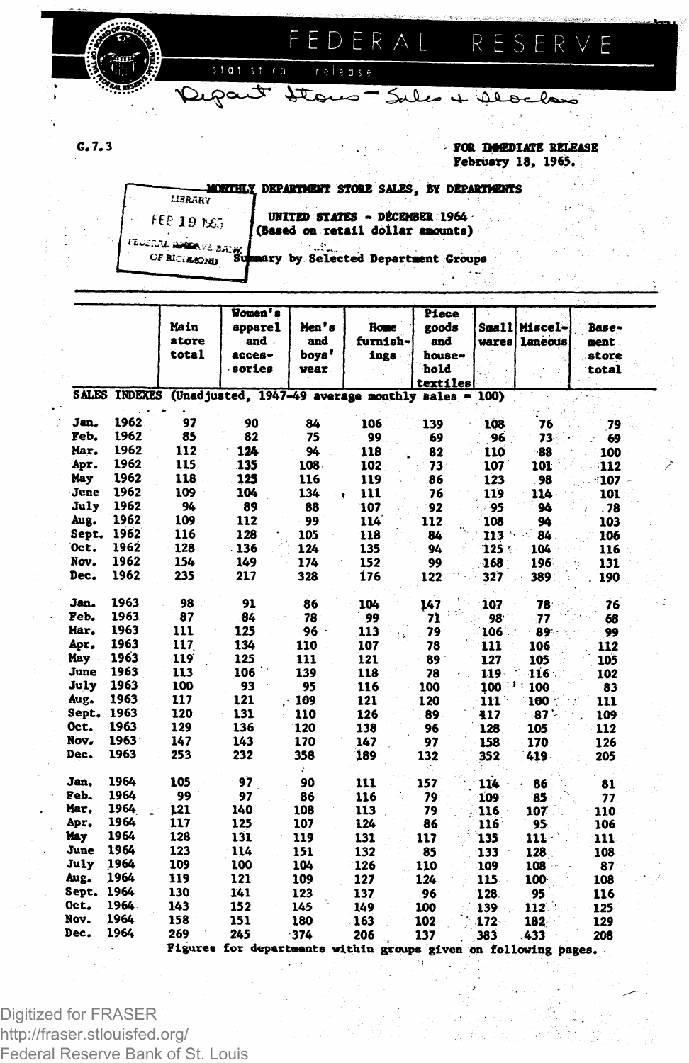FEDERAL RESERVE

statistical release

Depart Stores - Sales + Stocks

G.7.3

FOR IMMEDIATE RELEASE
February 18, 1965.

LIBRARY
FEB 19 1965
FEDERAL RESERVE BANK OF RICHMOND

## MONTHLY DEPARTMENT STORE SALES, BY DEPARTMENTS

### UNITED STATES - DECEMBER 1964
(Based on retail dollar amounts)

Summary by Selected Department Groups

| | Main store total | Women's apparel and accessories | Men's and boys' wear | Home furnishings | Piece goods and household textiles | Small wares | Miscellaneous | Basement store total |
|---|---|---|---|---|---|---|---|---|
| SALES INDEXES (Unadjusted, 1947-49 average monthly sales = 100) | | | | | | | | |
| Jan. 1962 | 97 | 90 | 84 | 106 | 139 | 108 | 76 | 79 |
| Feb. 1962 | 85 | 82 | 75 | 99 | 69 | 96 | 73 | 69 |
| Mar. 1962 | 112 | 124 | 94 | 118 | 82 | 110 | 88 | 100 |
| Apr. 1962 | 115 | 135 | 108 | 102 | 73 | 107 | 101 | 112 |
| May 1962 | 118 | 125 | 116 | 119 | 86 | 123 | 98 | 107 |
| June 1962 | 109 | 104 | 134 | 111 | 76 | 119 | 114 | 101 |
| July 1962 | 94 | 89 | 88 | 107 | 92 | 95 | 94 | 78 |
| Aug. 1962 | 109 | 112 | 99 | 114 | 112 | 108 | 94 | 103 |
| Sept. 1962 | 116 | 128 | 105 | 118 | 84 | 113 | 84 | 106 |
| Oct. 1962 | 128 | 136 | 124 | 135 | 94 | 125 | 104 | 116 |
| Nov. 1962 | 154 | 149 | 174 | 152 | 99 | 168 | 196 | 131 |
| Dec. 1962 | 235 | 217 | 328 | 176 | 122 | 327 | 389 | 190 |
| Jan. 1963 | 98 | 91 | 86 | 104 | 147 | 107 | 78 | 76 |
| Feb. 1963 | 87 | 84 | 78 | 99 | 71 | 98 | 77 | 68 |
| Mar. 1963 | 111 | 125 | 96 | 113 | 79 | 106 | 89 | 99 |
| Apr. 1963 | 117 | 134 | 110 | 107 | 78 | 111 | 106 | 112 |
| May 1963 | 119 | 125 | 111 | 121 | 89 | 127 | 105 | 105 |
| June 1963 | 113 | 106 | 139 | 118 | 78 | 119 | 116 | 102 |
| July 1963 | 100 | 93 | 95 | 116 | 100 | 100 | 100 | 83 |
| Aug. 1963 | 117 | 121 | 109 | 121 | 120 | 111 | 100 | 111 |
| Sept. 1963 | 120 | 131 | 110 | 126 | 89 | 117 | 87 | 109 |
| Oct. 1963 | 129 | 136 | 120 | 138 | 96 | 128 | 105 | 112 |
| Nov. 1963 | 147 | 143 | 170 | 147 | 97 | 158 | 170 | 126 |
| Dec. 1963 | 253 | 232 | 358 | 189 | 132 | 352 | 419 | 205 |
| Jan. 1964 | 105 | 97 | 90 | 111 | 157 | 114 | 86 | 81 |
| Feb. 1964 | 99 | 97 | 86 | 116 | 79 | 109 | 85 | 77 |
| Mar. 1964 | 121 | 140 | 108 | 113 | 79 | 116 | 107 | 110 |
| Apr. 1964 | 117 | 125 | 107 | 124 | 86 | 116 | 95 | 106 |
| May 1964 | 128 | 131 | 119 | 131 | 117 | 135 | 111 | 111 |
| June 1964 | 123 | 114 | 151 | 132 | 85 | 133 | 128 | 108 |
| July 1964 | 109 | 100 | 104 | 126 | 110 | 109 | 108 | 87 |
| Aug. 1964 | 119 | 121 | 109 | 127 | 124 | 115 | 100 | 108 |
| Sept. 1964 | 130 | 141 | 123 | 137 | 96 | 128 | 95 | 116 |
| Oct. 1964 | 143 | 152 | 145 | 149 | 100 | 139 | 112 | 125 |
| Nov. 1964 | 158 | 151 | 180 | 163 | 102 | 172 | 182 | 129 |
| Dec. 1964 | 269 | 245 | 374 | 206 | 137 | 383 | 433 | 208 |

Figures for departments within groups given on following pages.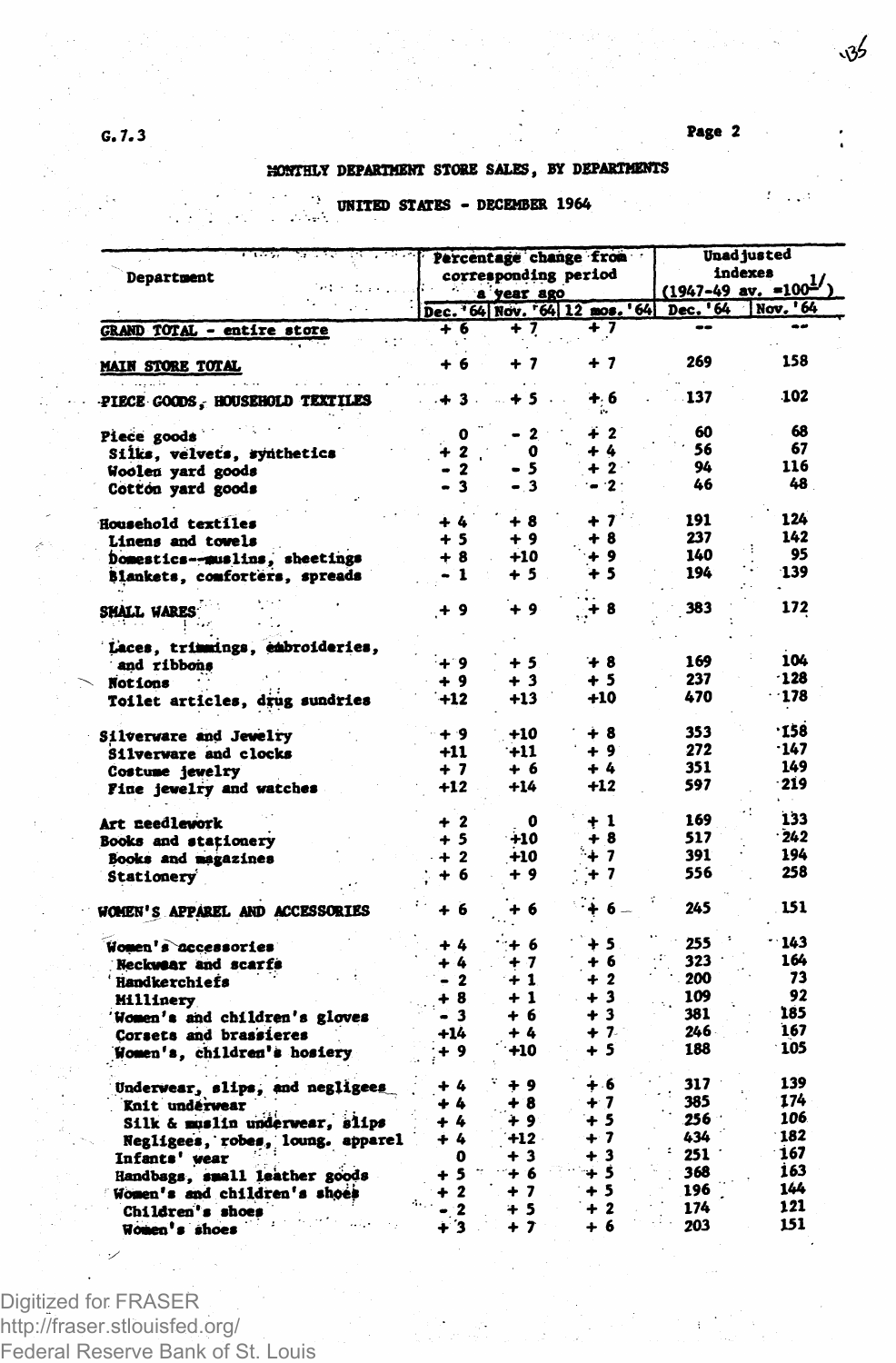G.7.3

## MONTHLY DEPARTMENT STORE SALES, BY DEPARTMENTS

### UNITED STATES - DECEMBER 1964

| Department | Percentage change from corresponding period a year ago | | | Unadjusted indexes (1947-49 av. =100[1/]) | |
|---|---|---|---|---|---|
| | Dec. '64 | Nov. '64 | 12 mos. '64 | Dec. '64 | Nov. '64 |
| GRAND TOTAL - entire store | + 6 | + 7 | + 7 | -- | -- |
| MAIN STORE TOTAL | + 6 | + 7 | + 7 | 269 | 158 |
| PIECE GOODS, HOUSEHOLD TEXTILES | + 3 | + 5 | + 6 | 137 | 102 |
| Piece goods | 0 | - 2 | + 2 | 60 | 68 |
| Silks, velvets, synthetics | + 2 | 0 | + 4 | 56 | 67 |
| Woolen yard goods | - 2 | - 5 | + 2 | 94 | 116 |
| Cotton yard goods | - 3 | - 3 | - 2 | 46 | 48 |
| Household textiles | + 4 | + 8 | + 7 | 191 | 124 |
| Linens and towels | + 5 | + 9 | + 8 | 237 | 142 |
| Domestics--muslins, sheetings | + 8 | +10 | + 9 | 140 | 95 |
| Blankets, comforters, spreads | - 1 | + 5 | + 5 | 194 | 139 |
| SMALL WARES | + 9 | + 9 | + 8 | 383 | 172 |
| Laces, trimmings, embroideries, and ribbons | + 9 | + 5 | + 8 | 169 | 104 |
| Notions | + 9 | + 3 | + 5 | 237 | 128 |
| Toilet articles, drug sundries | +12 | +13 | +10 | 470 | 178 |
| Silverware and Jewelry | + 9 | +10 | + 8 | 353 | 158 |
| Silverware and clocks | +11 | +11 | + 9 | 272 | 147 |
| Costume jewelry | + 7 | + 6 | + 4 | 351 | 149 |
| Fine jewelry and watches | +12 | +14 | +12 | 597 | 219 |
| Art needlework | + 2 | 0 | + 1 | 169 | 133 |
| Books and stationery | + 5 | +10 | + 8 | 517 | 242 |
| Books and magazines | + 2 | +10 | + 7 | 391 | 194 |
| Stationery | + 6 | + 9 | + 7 | 556 | 258 |
| WOMEN'S APPAREL AND ACCESSORIES | + 6 | + 6 | + 6 | 245 | 151 |
| Women's accessories | + 4 | + 6 | + 5 | 255 | 143 |
| Neckwear and scarfs | + 4 | + 7 | + 6 | 323 | 164 |
| Handkerchiefs | - 2 | + 1 | + 2 | 200 | 73 |
| Millinery | + 8 | + 1 | + 3 | 109 | 92 |
| Women's and children's gloves | - 3 | + 6 | + 3 | 381 | 185 |
| Corsets and brassieres | +14 | + 4 | + 7 | 246 | 167 |
| Women's, children's hosiery | + 9 | +10 | + 5 | 188 | 105 |
| Underwear, slips, and negligees | + 4 | + 9 | + 6 | 317 | 139 |
| Knit underwear | + 4 | + 8 | + 7 | 385 | 174 |
| Silk & muslin underwear, slips | + 4 | + 9 | + 5 | 256 | 106 |
| Negligees, robes, loung. apparel | + 4 | +12 | + 7 | 434 | 182 |
| Infants' wear | 0 | + 3 | + 3 | 251 | 167 |
| Handbags, small leather goods | + 5 | + 6 | + 5 | 368 | 163 |
| Women's and children's shoes | + 2 | + 7 | + 5 | 196 | 144 |
| Children's shoes | - 2 | + 5 | + 2 | 174 | 121 |
| Women's shoes | + 3 | + 7 | + 6 | 203 | 151 |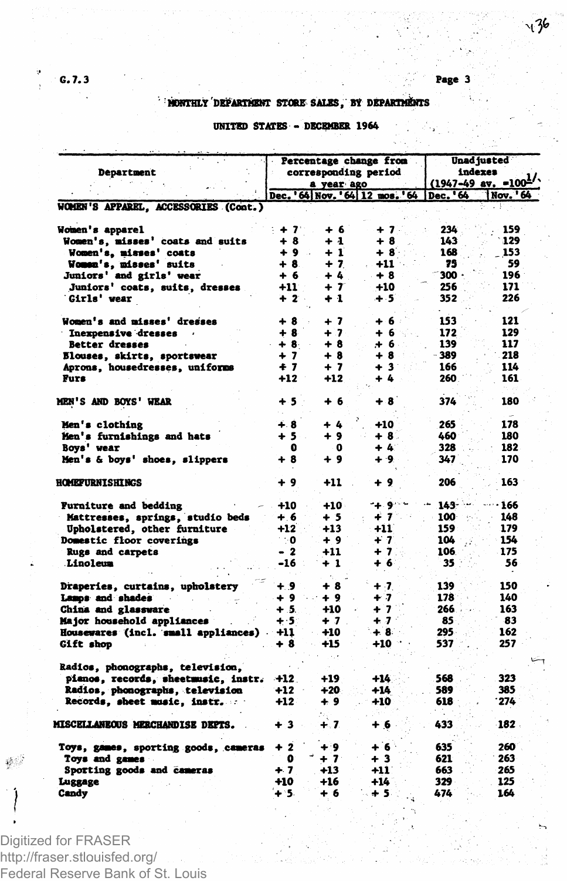G.7.3

## MONTHLY DEPARTMENT STORE SALES, BY DEPARTMENTS

### UNITED STATES - DECEMBER 1964

| Department | Percentage change from corresponding period a year ago | | | Unadjusted indexes (1947-49 av. =100[1/]) | |
|---|---|---|---|---|---|
| | Dec. '64 | Nov. '64 | 12 mos. '64 | Dec. '64 | Nov. '64 |
| **WOMEN'S APPAREL, ACCESSORIES (Cont.)** | | | | | |
| Women's apparel | + 7 | + 6 | + 7 | 234 | 159 |
| Women's, misses' coats and suits | + 8 | + 1 | + 8 | 143 | 129 |
| Women's, misses' coats | + 9 | + 1 | + 8 | 168 | 153 |
| Women's, misses' suits | + 8 | + 7 | +11 | 75 | 59 |
| Juniors' and girls' wear | + 6 | + 4 | + 8 | 300 | 196 |
| Juniors' coats, suits, dresses | +11 | + 7 | +10 | 256 | 171 |
| Girls' wear | + 2 | + 1 | + 5 | 352 | 226 |
| Women's and misses' dresses | + 8 | + 7 | + 6 | 153 | 121 |
| Inexpensive dresses | + 8 | + 7 | + 6 | 172 | 129 |
| Better dresses | + 8 | + 8 | + 6 | 139 | 117 |
| Blouses, skirts, sportswear | + 7 | + 8 | + 8 | 389 | 218 |
| Aprons, housedresses, uniforms | + 7 | + 7 | + 3 | 166 | 114 |
| Furs | +12 | +12 | + 4 | 260 | 161 |
| **MEN'S AND BOYS' WEAR** | + 5 | + 6 | + 8 | 374 | 180 |
| Men's clothing | + 8 | + 4 | +10 | 265 | 178 |
| Men's furnishings and hats | + 5 | + 9 | + 8 | 460 | 180 |
| Boys' wear | 0 | 0 | + 4 | 328 | 182 |
| Men's & boys' shoes, slippers | + 8 | + 9 | + 9 | 347 | 170 |
| **HOMEFURNISHINGS** | + 9 | +11 | + 9 | 206 | 163 |
| Furniture and bedding | +10 | +10 | + 9 | 143 | 166 |
| Mattresses, springs, studio beds | + 6 | + 5 | + 7 | 100 | 148 |
| Upholstered, other furniture | +12 | +13 | +11 | 159 | 179 |
| Domestic floor coverings | 0 | + 9 | + 7 | 104 | 154 |
| Rugs and carpets | - 2 | +11 | + 7 | 106 | 175 |
| Linoleum | -16 | + 1 | + 6 | 35 | 56 |
| Draperies, curtains, upholstery | + 9 | + 8 | + 7 | 139 | 150 |
| Lamps and shades | + 9 | + 9 | + 7 | 178 | 140 |
| China and glassware | + 5 | +10 | + 7 | 266 | 163 |
| Major household appliances | + 5 | + 7 | + 7 | 85 | 83 |
| Housewares (incl. small appliances) | +11 | +10 | + 8 | 295 | 162 |
| Gift shop | + 8 | +15 | +10 | 537 | 257 |
| Radios, phonographs, television, pianos, records, sheetmusic, instr. | +12 | +19 | +14 | 568 | 323 |
| Radios, phonographs, television | +12 | +20 | +14 | 589 | 385 |
| Records, sheet music, instr. | +12 | + 9 | +10 | 618 | 274 |
| **MISCELLANEOUS MERCHANDISE DEPTS.** | + 3 | + 7 | + 6 | 433 | 182 |
| Toys, games, sporting goods, cameras | + 2 | + 9 | + 6 | 635 | 260 |
| Toys and games | 0 | + 7 | + 3 | 621 | 263 |
| Sporting goods and cameras | + 7 | +13 | +11 | 663 | 265 |
| Luggage | +10 | +16 | +14 | 329 | 125 |
| Candy | + 5 | + 6 | + 5 | 474 | 164 |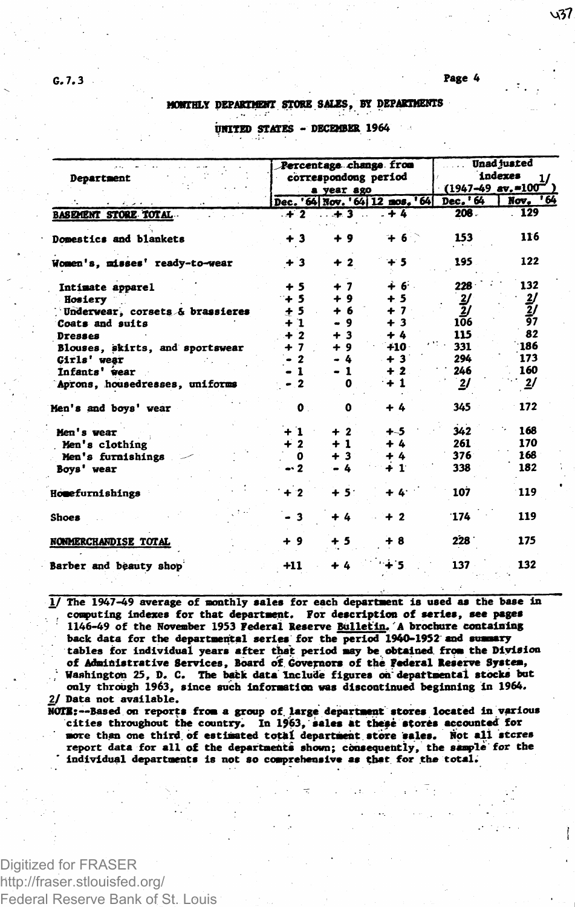G.7.3

## MONTHLY DEPARTMENT STORE SALES, BY DEPARTMENTS

### UNITED STATES - DECEMBER 1964

| Department | Percentage change from correspondong period a year ago | | | Unadjusted indexes 1/ (1947-49 av.=100) | |
|---|---|---|---|---|---|
| | Dec. '64 | Nov. '64 | 12 mos. '64 | Dec. '64 | Nov. '64 |
| BASEMENT STORE TOTAL | + 2 | + 3 | + 4 | 208 | 129 |
| Domestics and blankets | + 3 | + 9 | + 6 | 153 | 116 |
| Women's, misses' ready-to-wear | + 3 | + 2 | + 5 | 195 | 122 |
| Intimate apparel | + 5 | + 7 | + 6 | 228 | 132 |
| Hosiery | + 5 | + 9 | + 5 | 2/ | 2/ |
| Underwear, corsets & brassieres | + 5 | + 6 | + 7 | 2/ | 2/ |
| Coats and suits | + 1 | - 9 | + 3 | 106 | 97 |
| Dresses | + 2 | + 3 | + 4 | 115 | 82 |
| Blouses, skirts, and sportswear | + 7 | + 9 | +10 | 331 | 186 |
| Girls' wear | - 2 | - 4 | + 3 | 294 | 173 |
| Infants' wear | - 1 | - 1 | + 2 | 246 | 160 |
| Aprons, housedresses, uniforms | - 2 | 0 | + 1 | 2/ | 2/ |
| Men's and boys' wear | 0 | 0 | + 4 | 345 | 172 |
| Men's wear | + 1 | + 2 | + 5 | 342 | 168 |
| Men's clothing | + 2 | + 1 | + 4 | 261 | 170 |
| Men's furnishings | 0 | + 3 | + 4 | 376 | 168 |
| Boys' wear | - 2 | - 4 | + 1 | 338 | 182 |
| Homefurnishings | + 2 | + 5 | + 4 | 107 | 119 |
| Shoes | - 3 | + 4 | + 2 | 174 | 119 |
| NONMERCHANDISE TOTAL | + 9 | + 5 | + 8 | 228 | 175 |
| Barber and beauty shop | +11 | + 4 | + 5 | 137 | 132 |

1/ The 1947-49 average of monthly sales for each department is used as the base in computing indexes for that department. For description of series, see pages 1146-49 of the November 1953 Federal Reserve Bulletin. A brochure containing back data for the departmental series for the period 1940-1952 and summary tables for individual years after that period may be obtained from the Division of Administrative Services, Board of Governors of the Federal Reserve System, Washington 25, D. C. The back data include figures on departmental stocks but only through 1963, since such information was discontinued beginning in 1964.

2/ Data not available.

NOTE:--Based on reports from a group of large department stores located in various cities throughout the country. In 1963, sales at these stores accounted for more than one third of estimated total department store sales. Not all stores report data for all of the departments shown; consequently, the sample for the individual departments is not so comprehensive as that for the total.